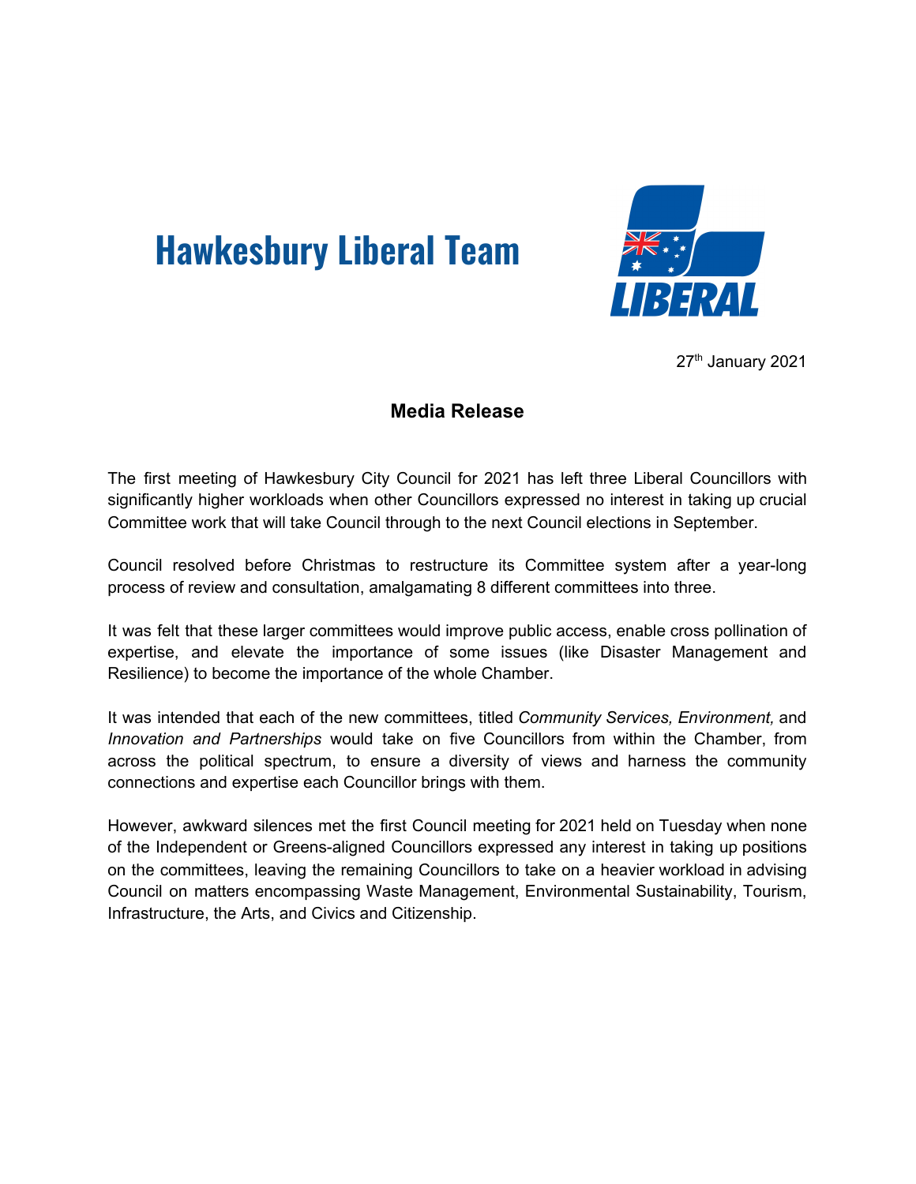# Hawkesbury Liberal Team

LIBERAL

27th January 2021

## Media Release

The first meeting of Hawkesbury City Council for 2021 has left three Liberal Councillors with significantly higher workloads when other Councillors expressed no interest in taking up crucial Committee work that will take Council through to the next Council elections in September.

Council resolved before Christmas to restructure its Committee system after a year-long process of review and consultation, amalgamating 8 different committees into three.

It was felt that these larger committees would improve public access, enable cross pollination of expertise, and elevate the importance of some issues (like Disaster Management and Resilience) to become the importance of the whole Chamber.

It was intended that each of the new committees, titled *Community Services, Environment,* and *Innovation and Partnerships* would take on five Councillors from within the Chamber, from across the political spectrum, to ensure a diversity of views and harness the community connections and expertise each Councillor brings with them.

However, awkward silences met the first Council meeting for 2021 held on Tuesday when none of the Independent or Greens-aligned Councillors expressed any interest in taking up positions on the committees, leaving the remaining Councillors to take on a heavier workload in advising Council on matters encompassing Waste Management, Environmental Sustainability, Tourism, Infrastructure, the Arts, and Civics and Citizenship.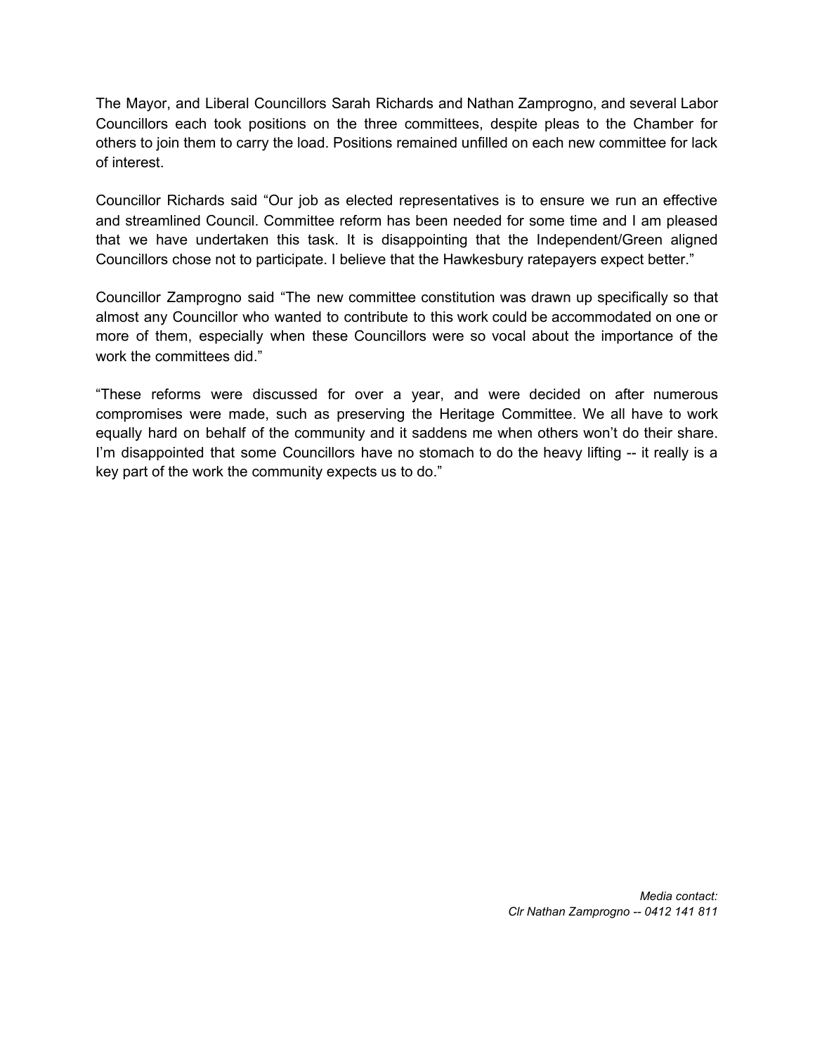The Mayor, and Liberal Councillors Sarah Richards and Nathan Zamprogno, and several Labor Councillors each took positions on the three committees, despite pleas to the Chamber for others to join them to carry the load. Positions remained unfilled on each new committee for lack of interest.

Councillor Richards said "Our job as elected representatives is to ensure we run an effective and streamlined Council. Committee reform has been needed for some time and I am pleased that we have undertaken this task. It is disappointing that the Independent/Green aligned Councillors chose not to participate. I believe that the Hawkesbury ratepayers expect better."

Councillor Zamprogno said "The new committee constitution was drawn up specifically so that almost any Councillor who wanted to contribute to this work could be accommodated on one or more of them, especially when these Councillors were so vocal about the importance of the work the committees did."

"These reforms were discussed for over a year, and were decided on after numerous compromises were made, such as preserving the Heritage Committee. We all have to work equally hard on behalf of the community and it saddens me when others won't do their share. I'm disappointed that some Councillors have no stomach to do the heavy lifting -- it really is a key part of the work the community expects us to do."

*Media contact:*
*Clr Nathan Zamprogno -- 0412 141 811*